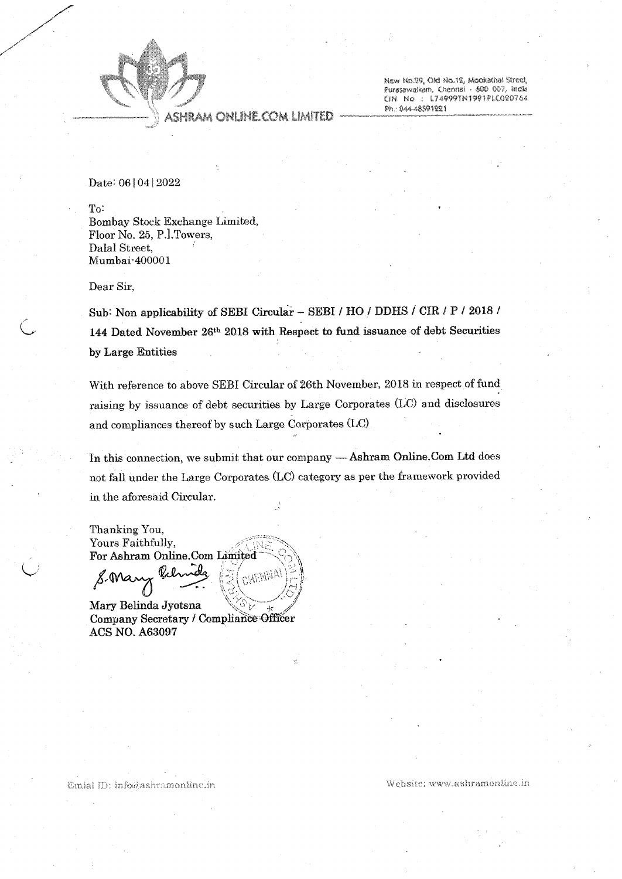ASHRAM ONLINE.COM LIMITED

New No.29, Old No.12, Mookathal Street, Purasawalkam, Chennai - 600 007, India
CIN No : L74999TN1991PLC020764
Ph.: 044-48591921

Date: 06 | 04 | 2022

To:
Bombay Stock Exchange Limited,
Floor No. 25, P.J.Towers,
Dalal Street,
Mumbai-400001

Dear Sir,

**Sub: Non applicability of SEBI Circular – SEBI / HO / DDHS / CIR / P / 2018 / 144 Dated November 26th 2018 with Respect to fund issuance of debt Securities by Large Entities**

With reference to above SEBI Circular of 26th November, 2018 in respect of fund raising by issuance of debt securities by Large Corporates (LC) and disclosures and compliances thereof by such Large Corporates (LC).

In this connection, we submit that our company — Ashram Online.Com Ltd does not fall under the Large Corporates (LC) category as per the framework provided in the aforesaid Circular.

Thanking You,
Yours Faithfully,
For Ashram Online.Com Limited

**Mary Belinda Jyotsna**
**Company Secretary / Compliance Officer**
**ACS NO. A63097**

Emial ID: info@ashramonline.in

Website: www.ashramonline.in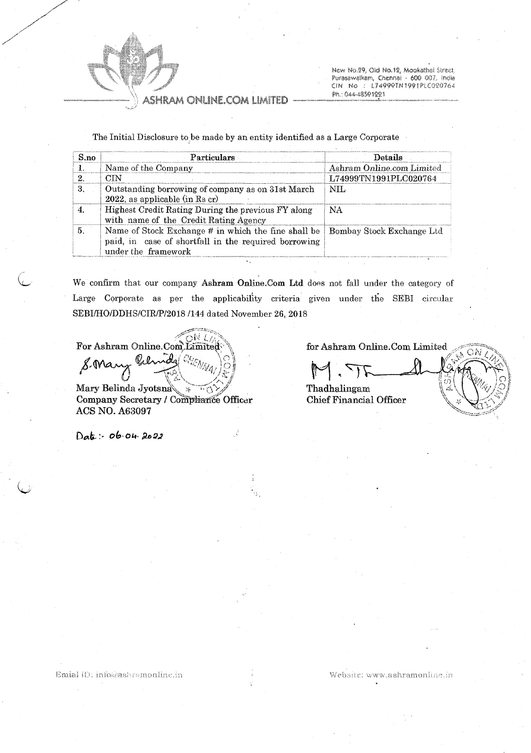ASHRAM ONLINE.COM LIMITED

New No.29, Old No.12, Mookathal Street, Purasawalkam, Chennai - 600 007, India
CIN No : L74999TN1991PLC020764
Ph.: 044-43591991

The Initial Disclosure to be made by an entity identified as a Large Corporate

| S.no | Particulars | Details |
|---|---|---|
| 1. | Name of the Company | Ashram Online.com Limited |
| 2. | CIN | L74999TN1991PLC020764 |
| 3. | Outstanding borrowing of company as on 31st March 2022, as applicable (in Rs cr) | NIL |
| 4. | Highest Credit Rating During the previous FY along with name of the Credit Rating Agency | NA |
| 5. | Name of Stock Exchange # in which the fine shall be paid, in case of shortfall in the required borrowing under the framework | Bombay Stock Exchange Ltd |

We confirm that our company **Ashram Online.Com Ltd** does not fall under the category of Large Corporate as per the applicability criteria given under the SEBI circular SEBI/HO/DDHS/CIR/P/2018 /144 dated November 26, 2018

For Ashram Online.Com Limited

Mary Belinda Jyotsna
Company Secretary / Compliance Officer
ACS NO. A63097

for Ashram Online.Com Limited

Thadhalingam
Chief Financial Officer

Date :- 06.04.2022

Emial ID: info@ashramonline.in

Website: www.ashramonline.in